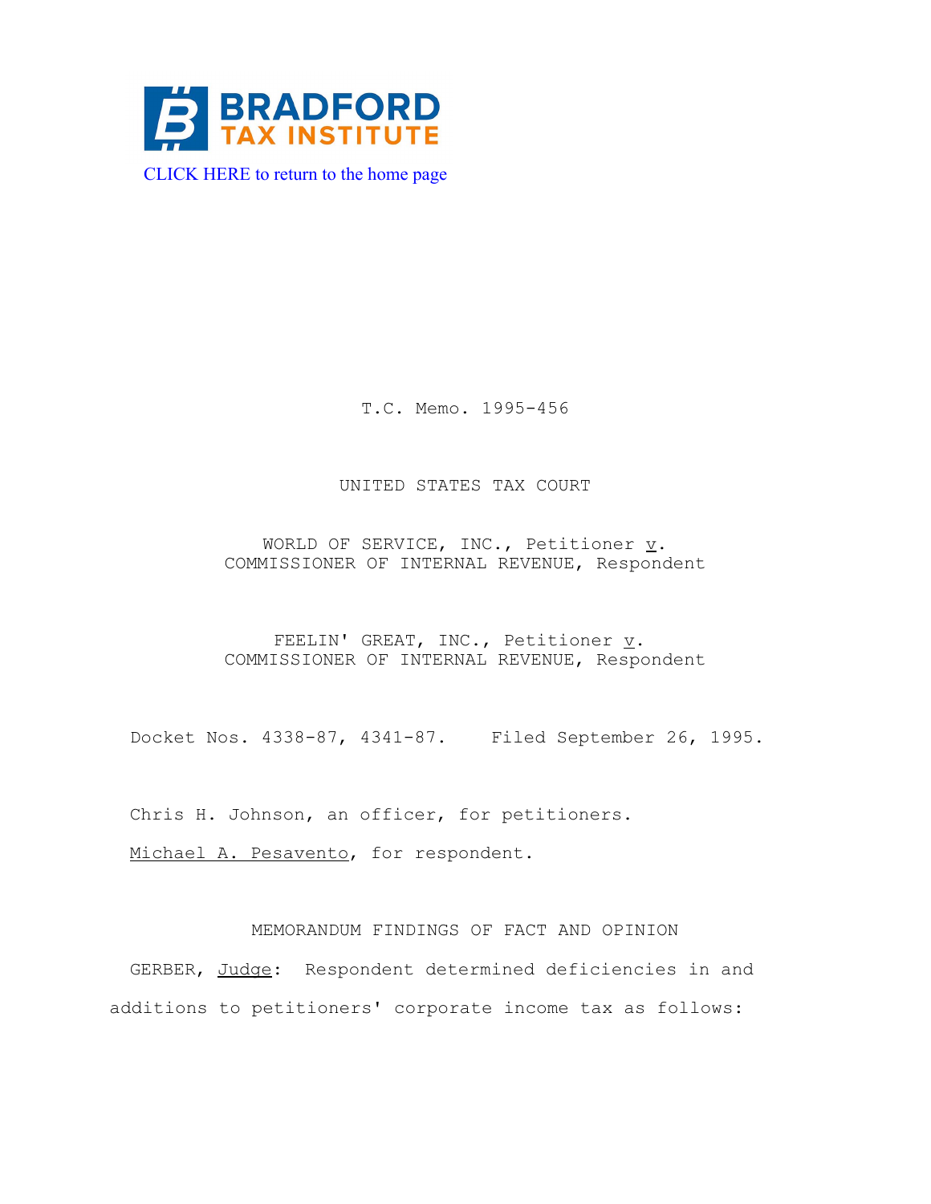BRADFORD TAX INSTITUTE

CLICK HERE to return to the home page

T.C. Memo. 1995-456

UNITED STATES TAX COURT

WORLD OF SERVICE, INC., Petitioner *v*.
COMMISSIONER OF INTERNAL REVENUE, Respondent

FEELIN' GREAT, INC., Petitioner *v*.
COMMISSIONER OF INTERNAL REVENUE, Respondent

Docket Nos. 4338-87, 4341-87. Filed September 26, 1995.

Chris H. Johnson, an officer, for petitioners.

Michael A. Pesavento, for respondent.

MEMORANDUM FINDINGS OF FACT AND OPINION

GERBER, Judge: Respondent determined deficiencies in and additions to petitioners' corporate income tax as follows: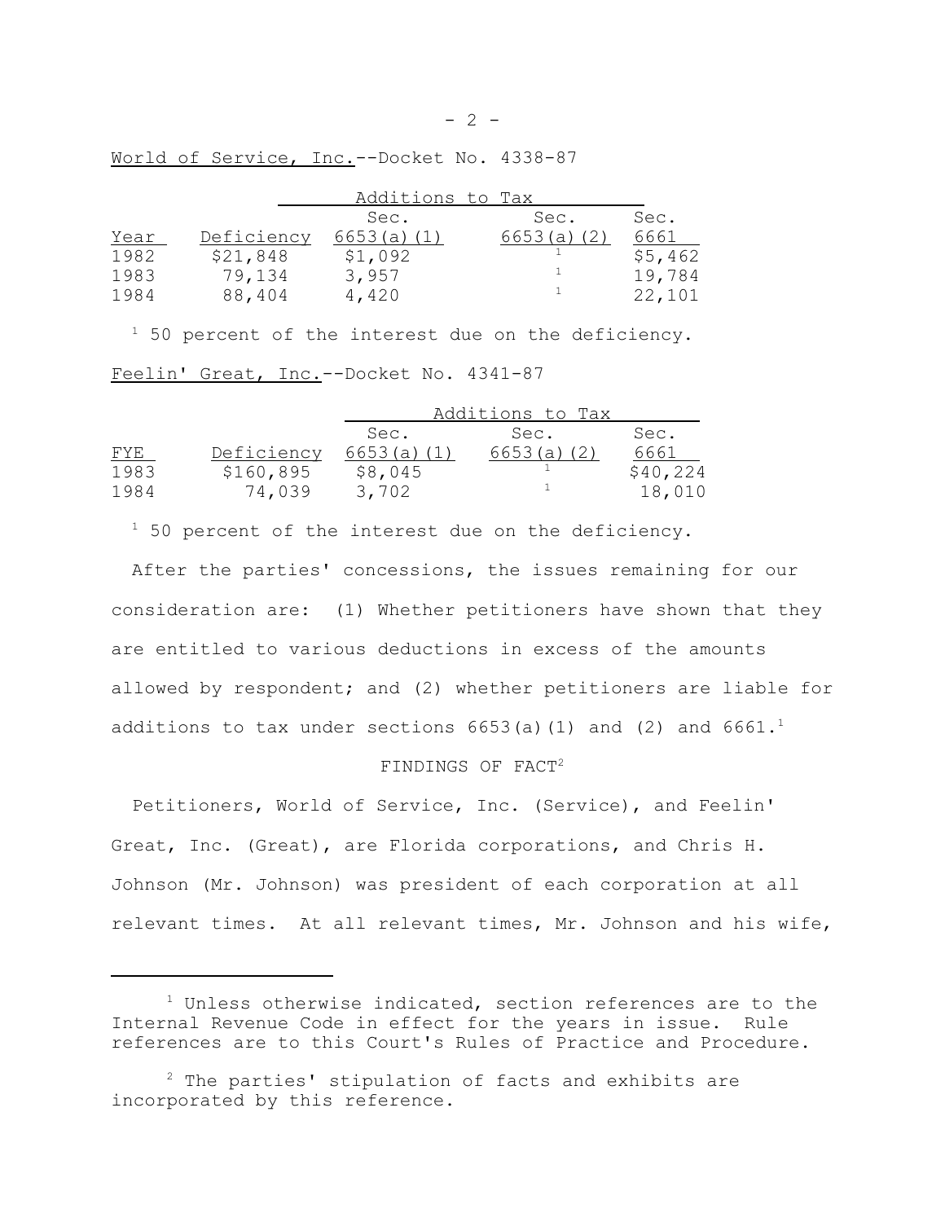World of Service, Inc.--Docket No. 4338-87

| | | Additions to Tax | | |
|---|---|---|---|---|
| Year | Deficiency | Sec. 6653(a)(1) | Sec. 6653(a)(2) | Sec. 6661 |
| 1982 | $21,848 | $1,092 | [1] | $5,462 |
| 1983 | 79,134 | 3,957 | [1] | 19,784 |
| 1984 | 88,404 | 4,420 | [1] | 22,101 |

[1] 50 percent of the interest due on the deficiency.

Feelin' Great, Inc.--Docket No. 4341-87

| | | Additions to Tax | | |
|---|---|---|---|---|
| FYE | Deficiency | Sec. 6653(a)(1) | Sec. 6653(a)(2) | Sec. 6661 |
| 1983 | $160,895 | $8,045 | [1] | $40,224 |
| 1984 | 74,039 | 3,702 | [1] | 18,010 |

[1] 50 percent of the interest due on the deficiency.

After the parties' concessions, the issues remaining for our consideration are: (1) Whether petitioners have shown that they are entitled to various deductions in excess of the amounts allowed by respondent; and (2) whether petitioners are liable for additions to tax under sections 6653(a)(1) and (2) and 6661.[1]

FINDINGS OF FACT[2]

Petitioners, World of Service, Inc. (Service), and Feelin' Great, Inc. (Great), are Florida corporations, and Chris H. Johnson (Mr. Johnson) was president of each corporation at all relevant times. At all relevant times, Mr. Johnson and his wife,

---

[1] Unless otherwise indicated, section references are to the Internal Revenue Code in effect for the years in issue. Rule references are to this Court's Rules of Practice and Procedure.

[2] The parties' stipulation of facts and exhibits are incorporated by this reference.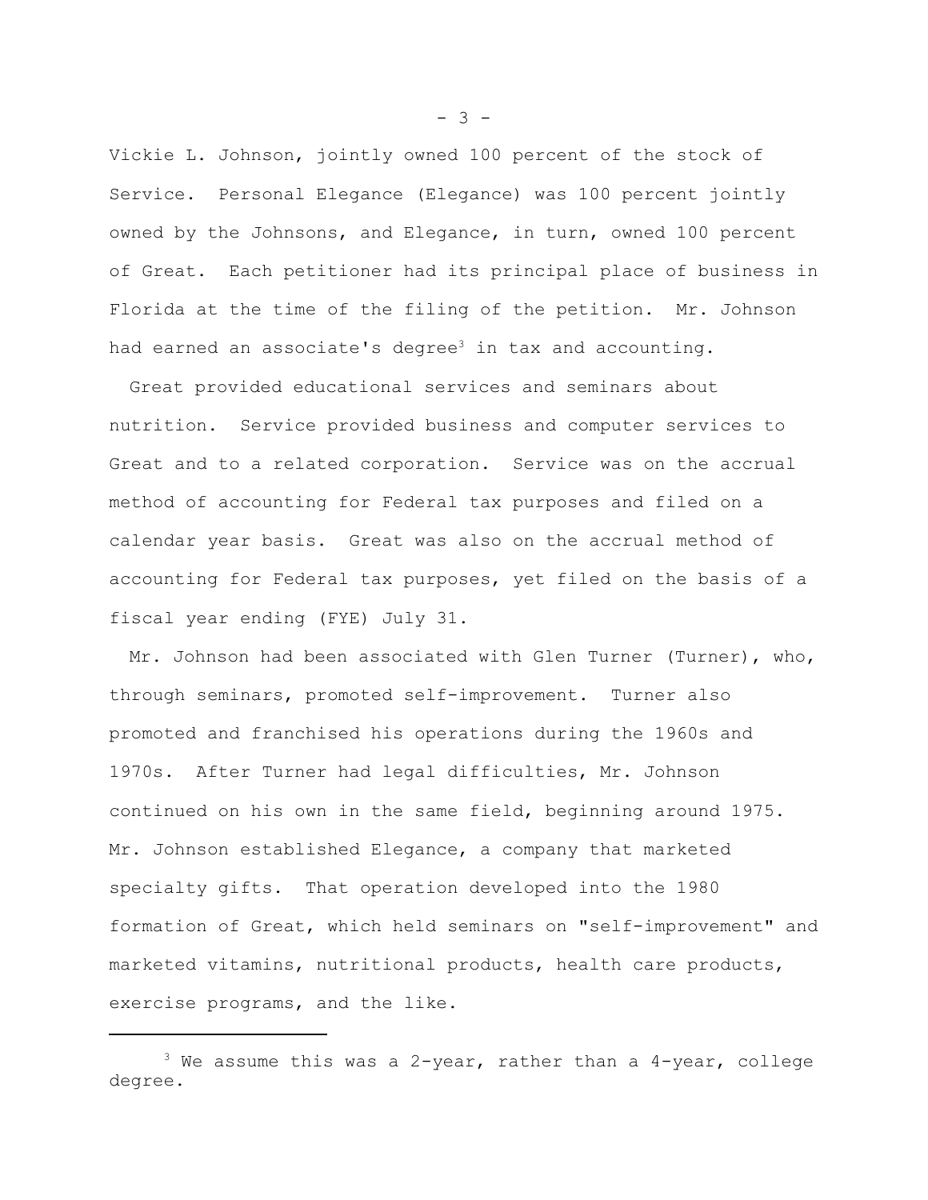Vickie L. Johnson, jointly owned 100 percent of the stock of Service. Personal Elegance (Elegance) was 100 percent jointly owned by the Johnsons, and Elegance, in turn, owned 100 percent of Great. Each petitioner had its principal place of business in Florida at the time of the filing of the petition. Mr. Johnson had earned an associate's degree[3] in tax and accounting.

Great provided educational services and seminars about nutrition. Service provided business and computer services to Great and to a related corporation. Service was on the accrual method of accounting for Federal tax purposes and filed on a calendar year basis. Great was also on the accrual method of accounting for Federal tax purposes, yet filed on the basis of a fiscal year ending (FYE) July 31.

Mr. Johnson had been associated with Glen Turner (Turner), who, through seminars, promoted self-improvement. Turner also promoted and franchised his operations during the 1960s and 1970s. After Turner had legal difficulties, Mr. Johnson continued on his own in the same field, beginning around 1975. Mr. Johnson established Elegance, a company that marketed specialty gifts. That operation developed into the 1980 formation of Great, which held seminars on "self-improvement" and marketed vitamins, nutritional products, health care products, exercise programs, and the like.

---

[3] We assume this was a 2-year, rather than a 4-year, college degree.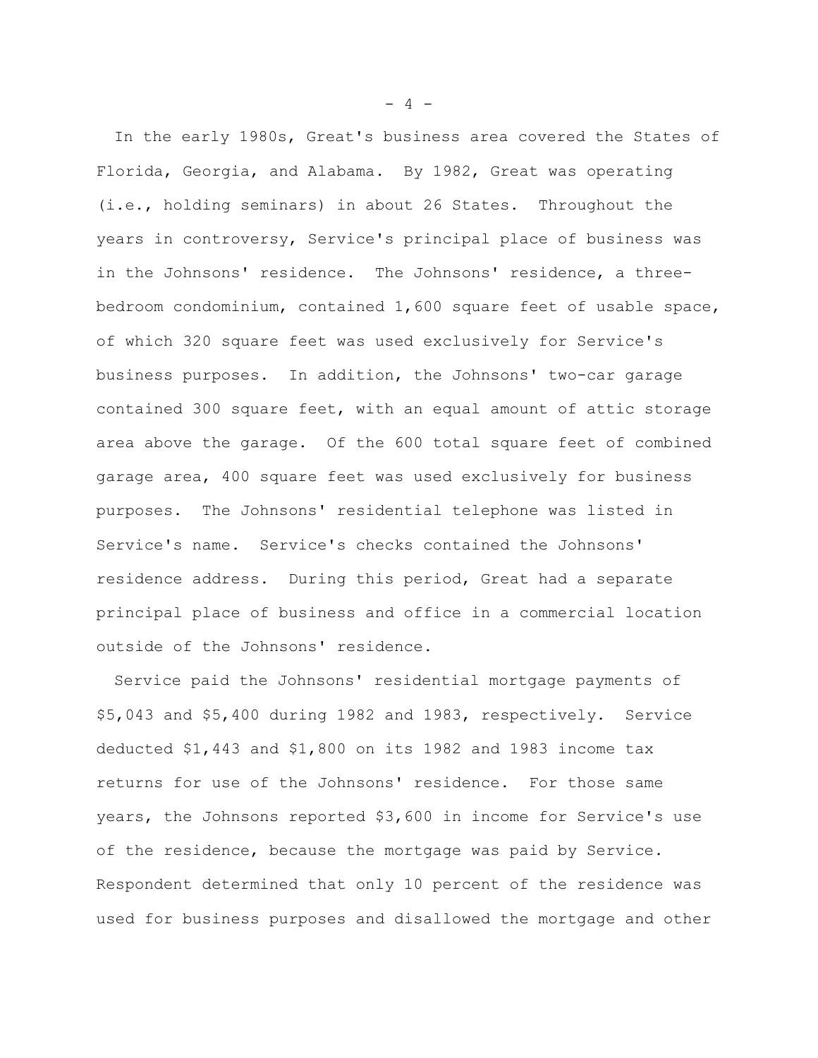In the early 1980s, Great's business area covered the States of Florida, Georgia, and Alabama. By 1982, Great was operating (i.e., holding seminars) in about 26 States. Throughout the years in controversy, Service's principal place of business was in the Johnsons' residence. The Johnsons' residence, a three-bedroom condominium, contained 1,600 square feet of usable space, of which 320 square feet was used exclusively for Service's business purposes. In addition, the Johnsons' two-car garage contained 300 square feet, with an equal amount of attic storage area above the garage. Of the 600 total square feet of combined garage area, 400 square feet was used exclusively for business purposes. The Johnsons' residential telephone was listed in Service's name. Service's checks contained the Johnsons' residence address. During this period, Great had a separate principal place of business and office in a commercial location outside of the Johnsons' residence.

Service paid the Johnsons' residential mortgage payments of $5,043 and $5,400 during 1982 and 1983, respectively. Service deducted $1,443 and $1,800 on its 1982 and 1983 income tax returns for use of the Johnsons' residence. For those same years, the Johnsons reported $3,600 in income for Service's use of the residence, because the mortgage was paid by Service. Respondent determined that only 10 percent of the residence was used for business purposes and disallowed the mortgage and other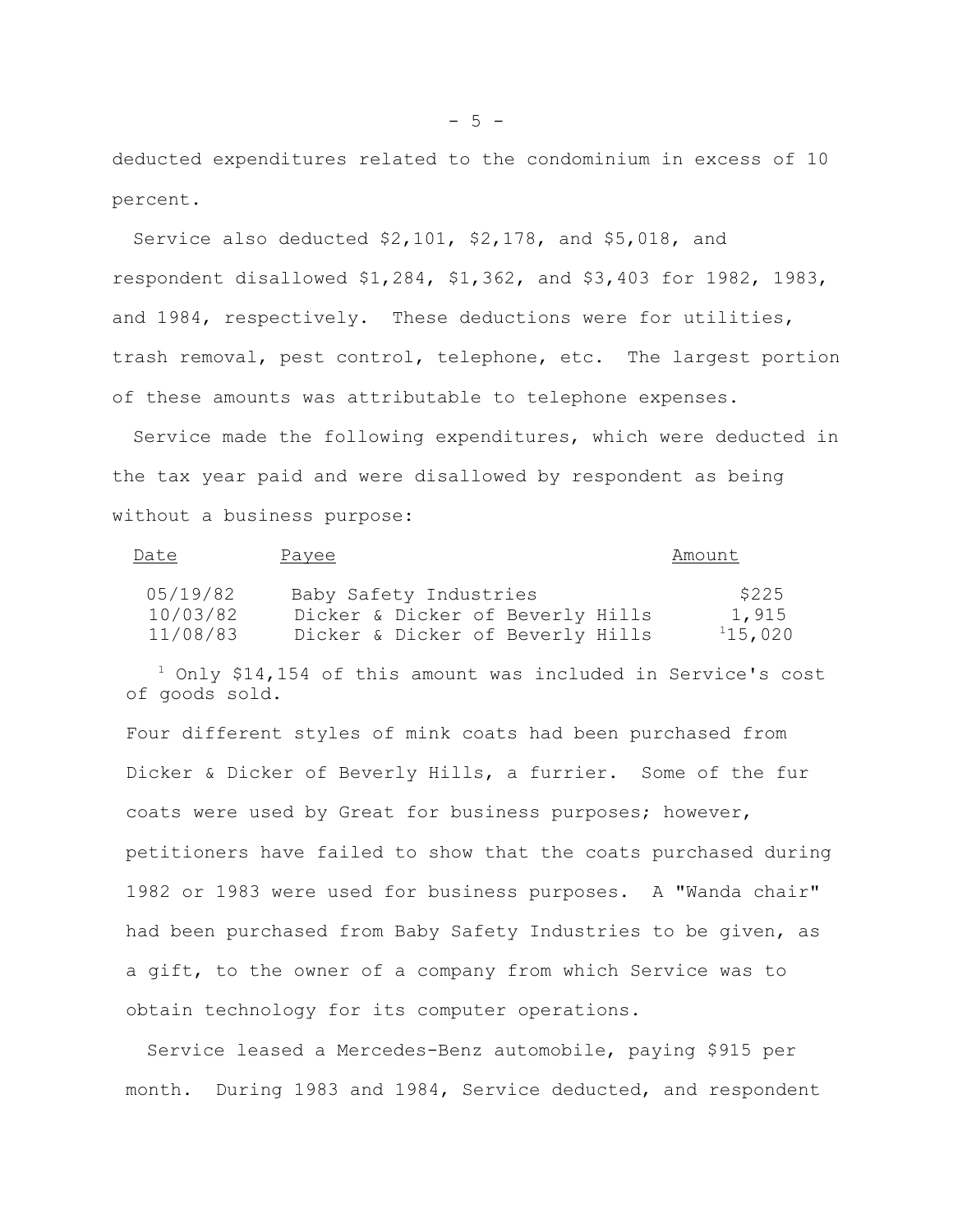deducted expenditures related to the condominium in excess of 10 percent.

Service also deducted $2,101, $2,178, and $5,018, and respondent disallowed $1,284, $1,362, and $3,403 for 1982, 1983, and 1984, respectively. These deductions were for utilities, trash removal, pest control, telephone, etc. The largest portion of these amounts was attributable to telephone expenses.

Service made the following expenditures, which were deducted in the tax year paid and were disallowed by respondent as being without a business purpose:

| Date | Payee | Amount |
|---|---|---|
| 05/19/82 | Baby Safety Industries | $225 |
| 10/03/82 | Dicker & Dicker of Beverly Hills | 1,915 |
| 11/08/83 | Dicker & Dicker of Beverly Hills | [1]15,020 |

[1] Only $14,154 of this amount was included in Service's cost of goods sold.

Four different styles of mink coats had been purchased from Dicker & Dicker of Beverly Hills, a furrier. Some of the fur coats were used by Great for business purposes; however, petitioners have failed to show that the coats purchased during 1982 or 1983 were used for business purposes. A "Wanda chair" had been purchased from Baby Safety Industries to be given, as a gift, to the owner of a company from which Service was to obtain technology for its computer operations.

Service leased a Mercedes-Benz automobile, paying $915 per month. During 1983 and 1984, Service deducted, and respondent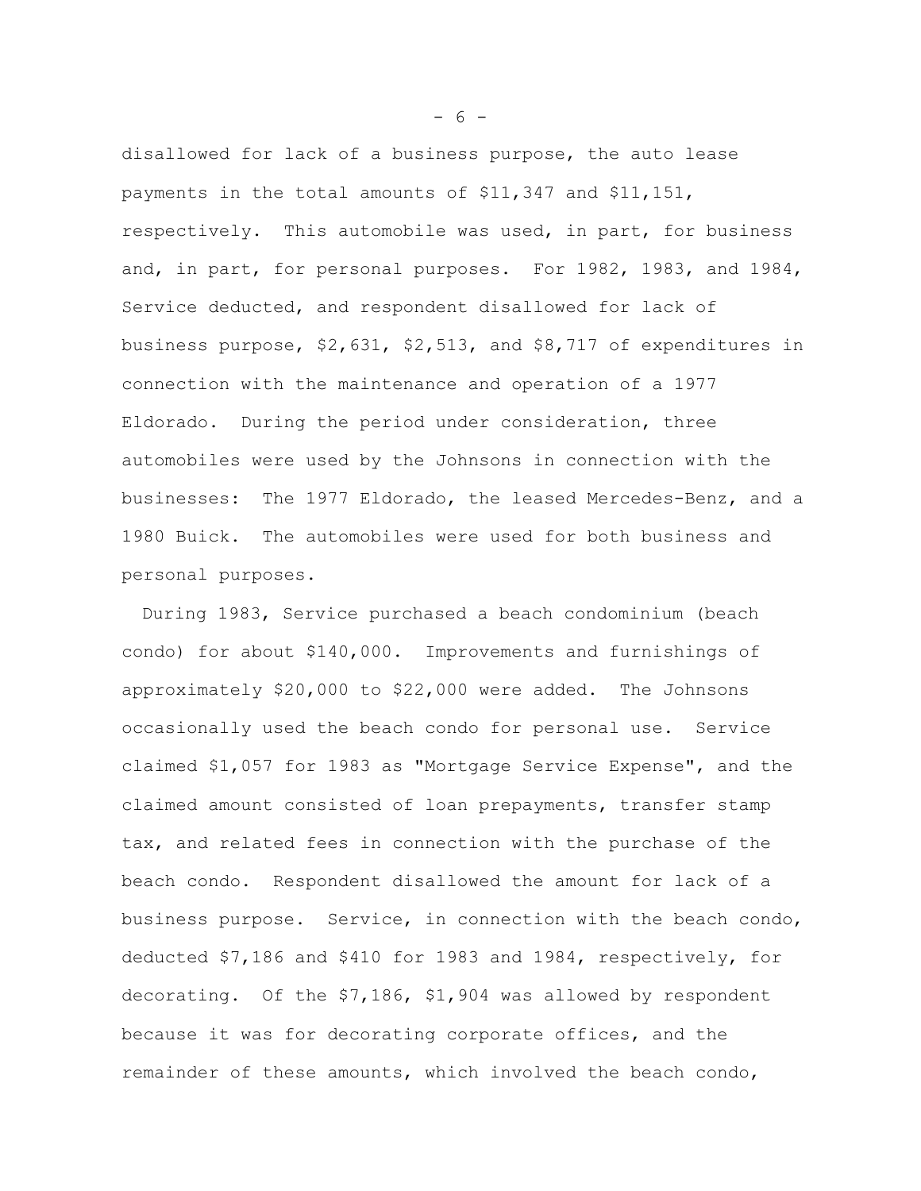disallowed for lack of a business purpose, the auto lease payments in the total amounts of $11,347 and $11,151, respectively. This automobile was used, in part, for business and, in part, for personal purposes. For 1982, 1983, and 1984, Service deducted, and respondent disallowed for lack of business purpose, $2,631, $2,513, and $8,717 of expenditures in connection with the maintenance and operation of a 1977 Eldorado. During the period under consideration, three automobiles were used by the Johnsons in connection with the businesses: The 1977 Eldorado, the leased Mercedes-Benz, and a 1980 Buick. The automobiles were used for both business and personal purposes.

During 1983, Service purchased a beach condominium (beach condo) for about $140,000. Improvements and furnishings of approximately $20,000 to $22,000 were added. The Johnsons occasionally used the beach condo for personal use. Service claimed $1,057 for 1983 as "Mortgage Service Expense", and the claimed amount consisted of loan prepayments, transfer stamp tax, and related fees in connection with the purchase of the beach condo. Respondent disallowed the amount for lack of a business purpose. Service, in connection with the beach condo, deducted $7,186 and $410 for 1983 and 1984, respectively, for decorating. Of the $7,186, $1,904 was allowed by respondent because it was for decorating corporate offices, and the remainder of these amounts, which involved the beach condo,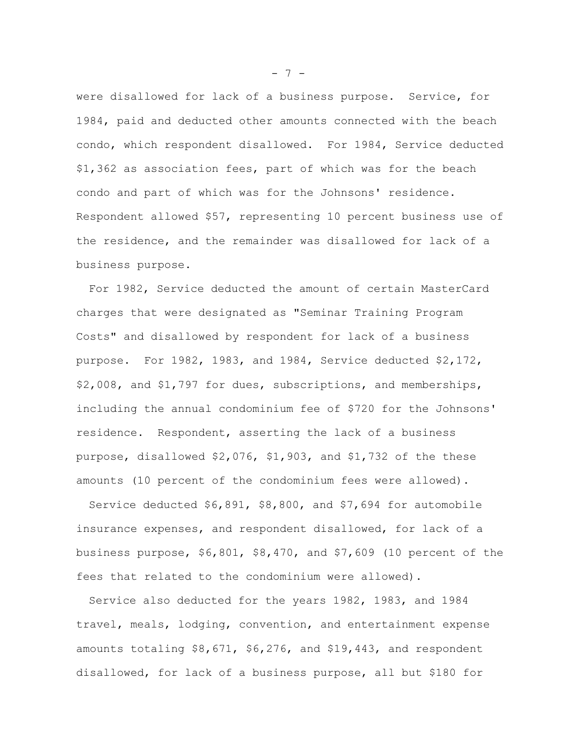were disallowed for lack of a business purpose. Service, for 1984, paid and deducted other amounts connected with the beach condo, which respondent disallowed. For 1984, Service deducted $1,362 as association fees, part of which was for the beach condo and part of which was for the Johnsons' residence. Respondent allowed $57, representing 10 percent business use of the residence, and the remainder was disallowed for lack of a business purpose.

For 1982, Service deducted the amount of certain MasterCard charges that were designated as "Seminar Training Program Costs" and disallowed by respondent for lack of a business purpose. For 1982, 1983, and 1984, Service deducted $2,172, $2,008, and $1,797 for dues, subscriptions, and memberships, including the annual condominium fee of $720 for the Johnsons' residence. Respondent, asserting the lack of a business purpose, disallowed $2,076, $1,903, and $1,732 of the these amounts (10 percent of the condominium fees were allowed).

Service deducted $6,891, $8,800, and $7,694 for automobile insurance expenses, and respondent disallowed, for lack of a business purpose, $6,801, $8,470, and $7,609 (10 percent of the fees that related to the condominium were allowed).

Service also deducted for the years 1982, 1983, and 1984 travel, meals, lodging, convention, and entertainment expense amounts totaling $8,671, $6,276, and $19,443, and respondent disallowed, for lack of a business purpose, all but $180 for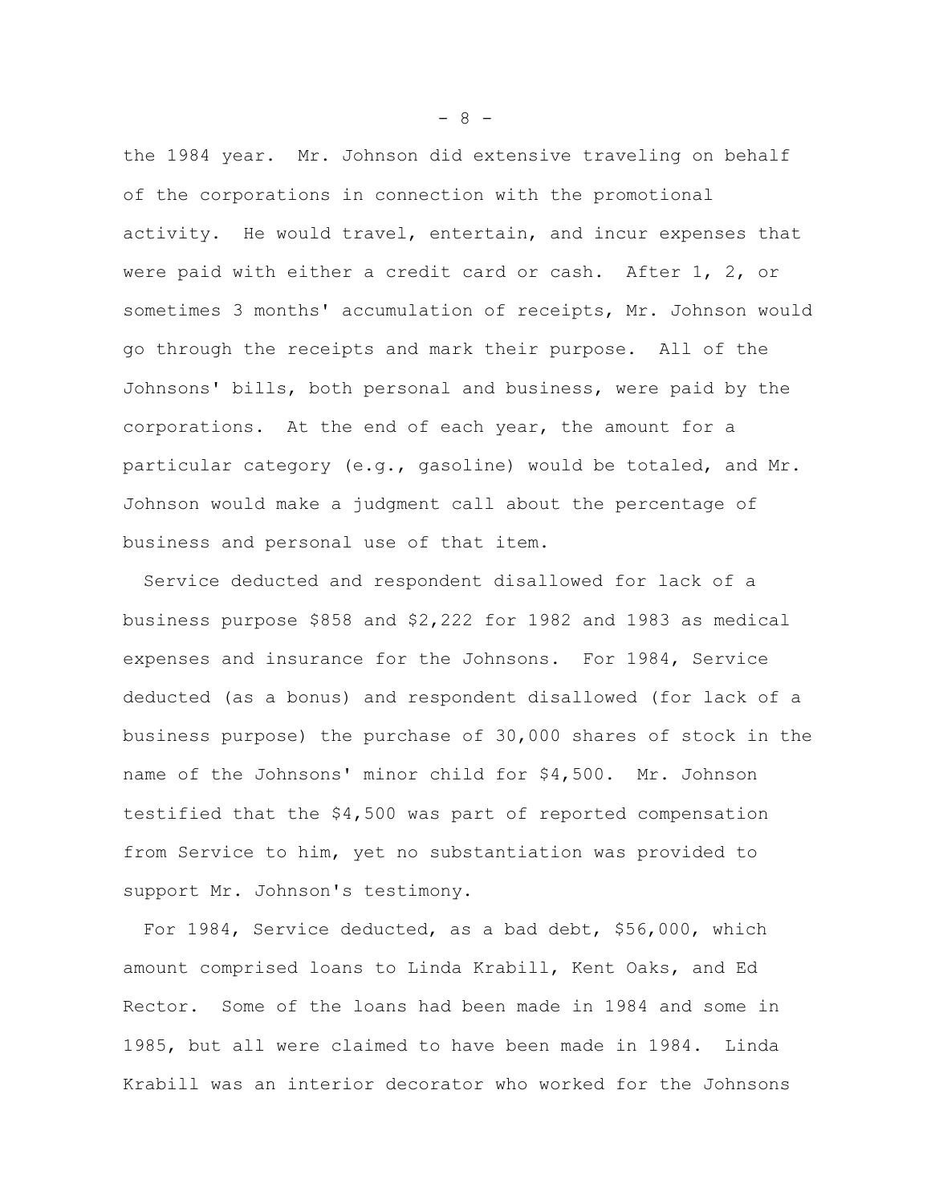the 1984 year. Mr. Johnson did extensive traveling on behalf of the corporations in connection with the promotional activity. He would travel, entertain, and incur expenses that were paid with either a credit card or cash. After 1, 2, or sometimes 3 months' accumulation of receipts, Mr. Johnson would go through the receipts and mark their purpose. All of the Johnsons' bills, both personal and business, were paid by the corporations. At the end of each year, the amount for a particular category (e.g., gasoline) would be totaled, and Mr. Johnson would make a judgment call about the percentage of business and personal use of that item.

Service deducted and respondent disallowed for lack of a business purpose $858 and $2,222 for 1982 and 1983 as medical expenses and insurance for the Johnsons. For 1984, Service deducted (as a bonus) and respondent disallowed (for lack of a business purpose) the purchase of 30,000 shares of stock in the name of the Johnsons' minor child for $4,500. Mr. Johnson testified that the $4,500 was part of reported compensation from Service to him, yet no substantiation was provided to support Mr. Johnson's testimony.

For 1984, Service deducted, as a bad debt, $56,000, which amount comprised loans to Linda Krabill, Kent Oaks, and Ed Rector. Some of the loans had been made in 1984 and some in 1985, but all were claimed to have been made in 1984. Linda Krabill was an interior decorator who worked for the Johnsons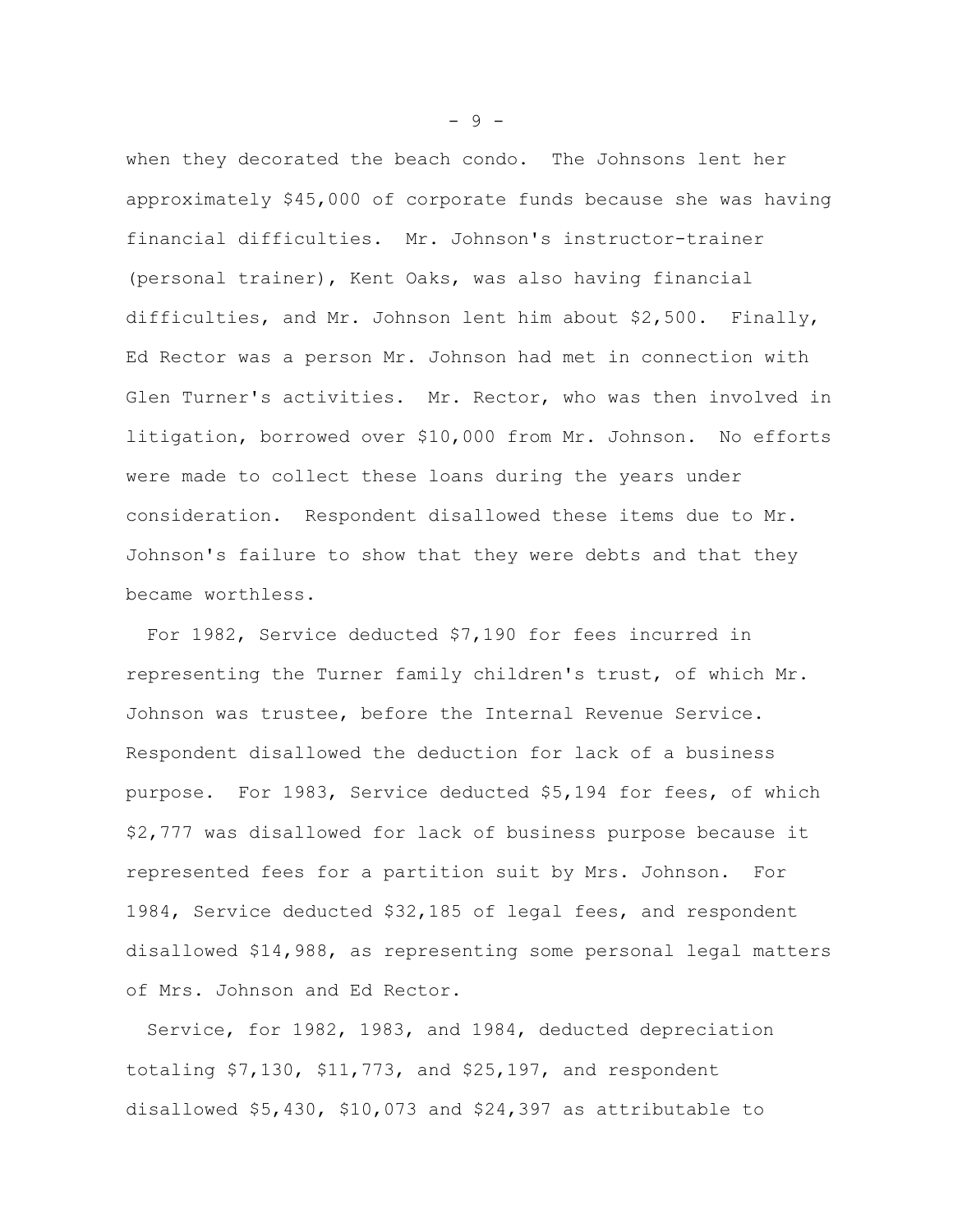when they decorated the beach condo. The Johnsons lent her approximately $45,000 of corporate funds because she was having financial difficulties. Mr. Johnson's instructor-trainer (personal trainer), Kent Oaks, was also having financial difficulties, and Mr. Johnson lent him about $2,500. Finally, Ed Rector was a person Mr. Johnson had met in connection with Glen Turner's activities. Mr. Rector, who was then involved in litigation, borrowed over $10,000 from Mr. Johnson. No efforts were made to collect these loans during the years under consideration. Respondent disallowed these items due to Mr. Johnson's failure to show that they were debts and that they became worthless.

For 1982, Service deducted $7,190 for fees incurred in representing the Turner family children's trust, of which Mr. Johnson was trustee, before the Internal Revenue Service. Respondent disallowed the deduction for lack of a business purpose. For 1983, Service deducted $5,194 for fees, of which $2,777 was disallowed for lack of business purpose because it represented fees for a partition suit by Mrs. Johnson. For 1984, Service deducted $32,185 of legal fees, and respondent disallowed $14,988, as representing some personal legal matters of Mrs. Johnson and Ed Rector.

Service, for 1982, 1983, and 1984, deducted depreciation totaling $7,130, $11,773, and $25,197, and respondent disallowed $5,430, $10,073 and $24,397 as attributable to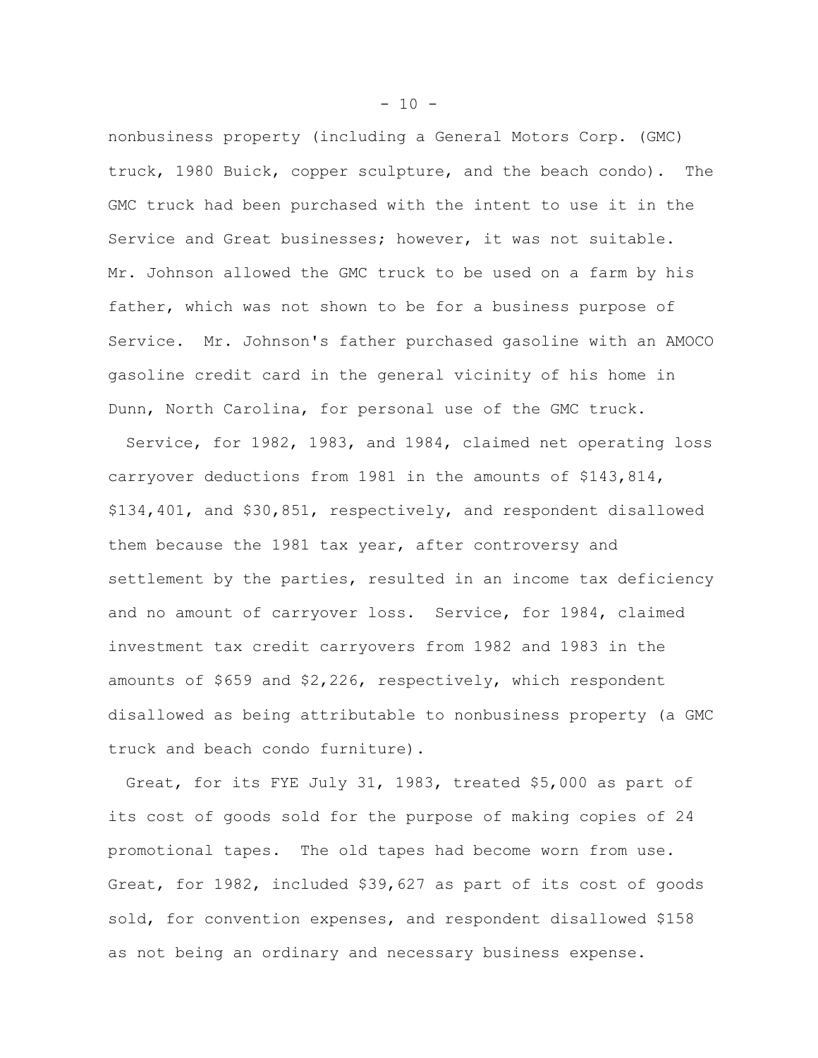nonbusiness property (including a General Motors Corp. (GMC) truck, 1980 Buick, copper sculpture, and the beach condo). The GMC truck had been purchased with the intent to use it in the Service and Great businesses; however, it was not suitable. Mr. Johnson allowed the GMC truck to be used on a farm by his father, which was not shown to be for a business purpose of Service. Mr. Johnson's father purchased gasoline with an AMOCO gasoline credit card in the general vicinity of his home in Dunn, North Carolina, for personal use of the GMC truck.

Service, for 1982, 1983, and 1984, claimed net operating loss carryover deductions from 1981 in the amounts of $143,814, $134,401, and $30,851, respectively, and respondent disallowed them because the 1981 tax year, after controversy and settlement by the parties, resulted in an income tax deficiency and no amount of carryover loss. Service, for 1984, claimed investment tax credit carryovers from 1982 and 1983 in the amounts of $659 and $2,226, respectively, which respondent disallowed as being attributable to nonbusiness property (a GMC truck and beach condo furniture).

Great, for its FYE July 31, 1983, treated $5,000 as part of its cost of goods sold for the purpose of making copies of 24 promotional tapes. The old tapes had become worn from use. Great, for 1982, included $39,627 as part of its cost of goods sold, for convention expenses, and respondent disallowed $158 as not being an ordinary and necessary business expense.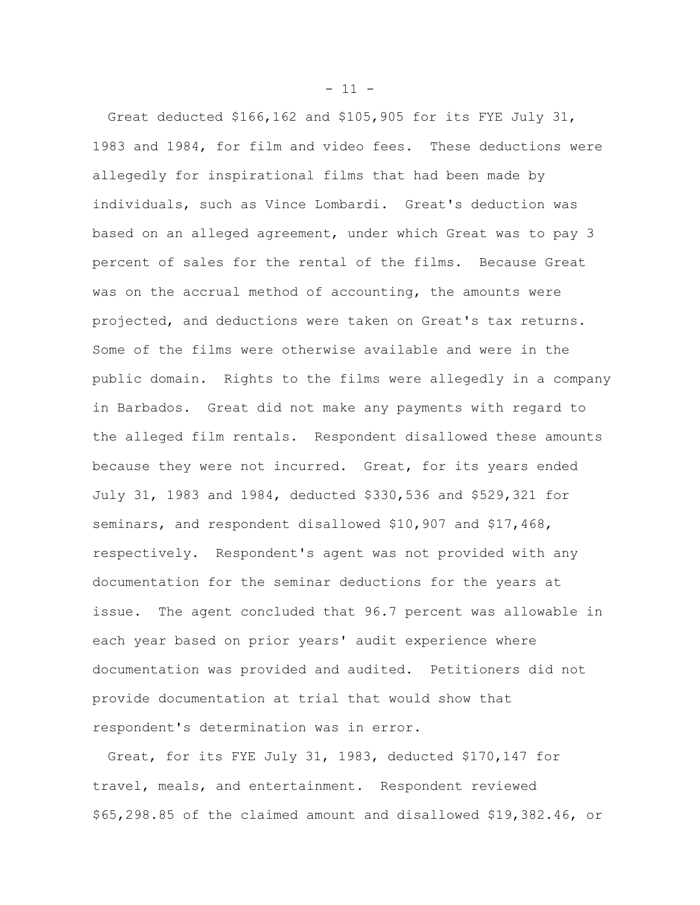Great deducted $166,162 and $105,905 for its FYE July 31, 1983 and 1984, for film and video fees. These deductions were allegedly for inspirational films that had been made by individuals, such as Vince Lombardi. Great's deduction was based on an alleged agreement, under which Great was to pay 3 percent of sales for the rental of the films. Because Great was on the accrual method of accounting, the amounts were projected, and deductions were taken on Great's tax returns. Some of the films were otherwise available and were in the public domain. Rights to the films were allegedly in a company in Barbados. Great did not make any payments with regard to the alleged film rentals. Respondent disallowed these amounts because they were not incurred. Great, for its years ended July 31, 1983 and 1984, deducted $330,536 and $529,321 for seminars, and respondent disallowed $10,907 and $17,468, respectively. Respondent's agent was not provided with any documentation for the seminar deductions for the years at issue. The agent concluded that 96.7 percent was allowable in each year based on prior years' audit experience where documentation was provided and audited. Petitioners did not provide documentation at trial that would show that respondent's determination was in error.

Great, for its FYE July 31, 1983, deducted $170,147 for travel, meals, and entertainment. Respondent reviewed $65,298.85 of the claimed amount and disallowed $19,382.46, or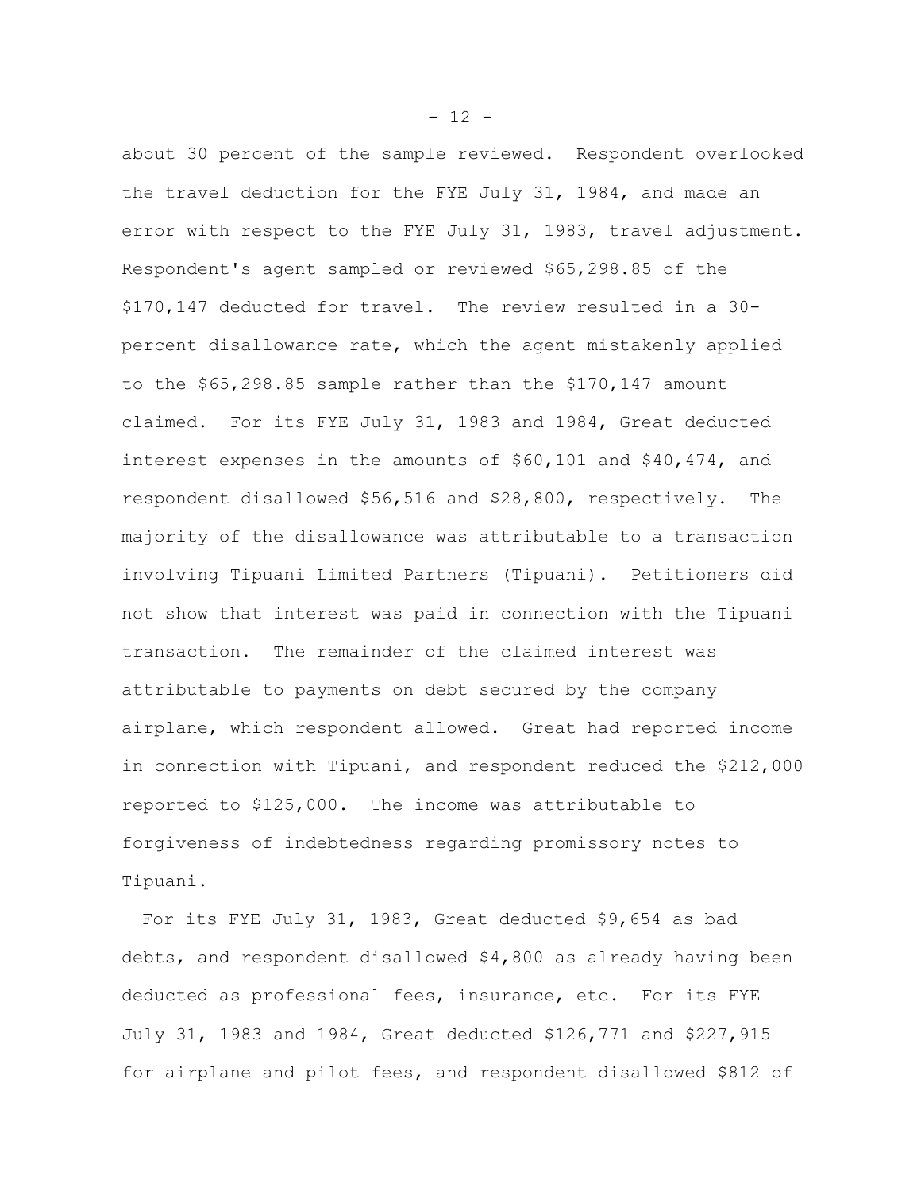about 30 percent of the sample reviewed. Respondent overlooked the travel deduction for the FYE July 31, 1984, and made an error with respect to the FYE July 31, 1983, travel adjustment. Respondent's agent sampled or reviewed $65,298.85 of the $170,147 deducted for travel. The review resulted in a 30-percent disallowance rate, which the agent mistakenly applied to the $65,298.85 sample rather than the $170,147 amount claimed. For its FYE July 31, 1983 and 1984, Great deducted interest expenses in the amounts of $60,101 and $40,474, and respondent disallowed $56,516 and $28,800, respectively. The majority of the disallowance was attributable to a transaction involving Tipuani Limited Partners (Tipuani). Petitioners did not show that interest was paid in connection with the Tipuani transaction. The remainder of the claimed interest was attributable to payments on debt secured by the company airplane, which respondent allowed. Great had reported income in connection with Tipuani, and respondent reduced the $212,000 reported to $125,000. The income was attributable to forgiveness of indebtedness regarding promissory notes to Tipuani.

For its FYE July 31, 1983, Great deducted $9,654 as bad debts, and respondent disallowed $4,800 as already having been deducted as professional fees, insurance, etc. For its FYE July 31, 1983 and 1984, Great deducted $126,771 and $227,915 for airplane and pilot fees, and respondent disallowed $812 of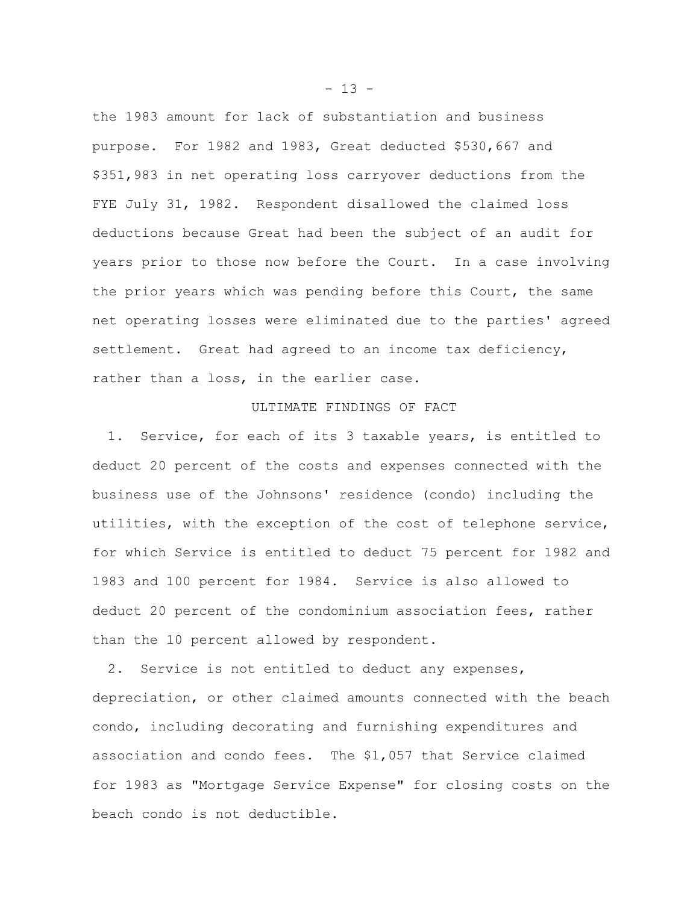the 1983 amount for lack of substantiation and business purpose. For 1982 and 1983, Great deducted $530,667 and $351,983 in net operating loss carryover deductions from the FYE July 31, 1982. Respondent disallowed the claimed loss deductions because Great had been the subject of an audit for years prior to those now before the Court. In a case involving the prior years which was pending before this Court, the same net operating losses were eliminated due to the parties' agreed settlement. Great had agreed to an income tax deficiency, rather than a loss, in the earlier case.

## ULTIMATE FINDINGS OF FACT

1. Service, for each of its 3 taxable years, is entitled to deduct 20 percent of the costs and expenses connected with the business use of the Johnsons' residence (condo) including the utilities, with the exception of the cost of telephone service, for which Service is entitled to deduct 75 percent for 1982 and 1983 and 100 percent for 1984. Service is also allowed to deduct 20 percent of the condominium association fees, rather than the 10 percent allowed by respondent.

2. Service is not entitled to deduct any expenses, depreciation, or other claimed amounts connected with the beach condo, including decorating and furnishing expenditures and association and condo fees. The $1,057 that Service claimed for 1983 as "Mortgage Service Expense" for closing costs on the beach condo is not deductible.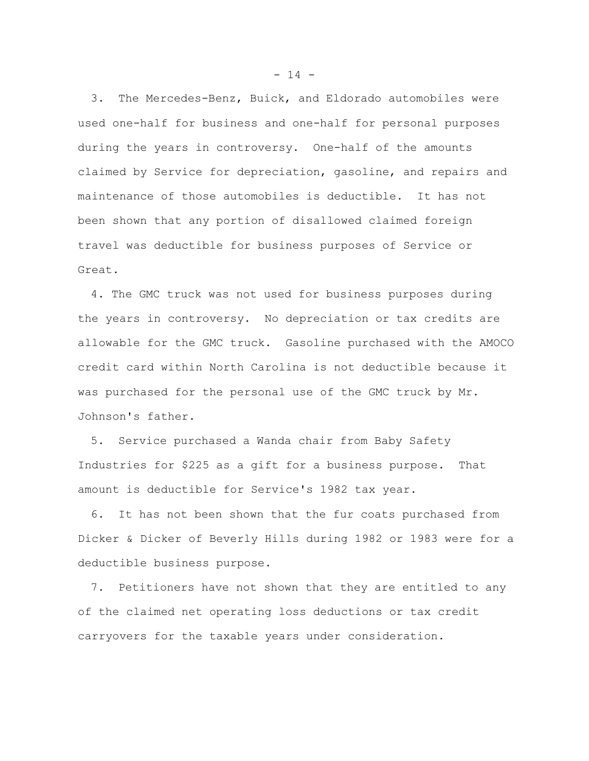3. The Mercedes-Benz, Buick, and Eldorado automobiles were used one-half for business and one-half for personal purposes during the years in controversy. One-half of the amounts claimed by Service for depreciation, gasoline, and repairs and maintenance of those automobiles is deductible. It has not been shown that any portion of disallowed claimed foreign travel was deductible for business purposes of Service or Great.

4. The GMC truck was not used for business purposes during the years in controversy. No depreciation or tax credits are allowable for the GMC truck. Gasoline purchased with the AMOCO credit card within North Carolina is not deductible because it was purchased for the personal use of the GMC truck by Mr. Johnson's father.

5. Service purchased a Wanda chair from Baby Safety Industries for $225 as a gift for a business purpose. That amount is deductible for Service's 1982 tax year.

6. It has not been shown that the fur coats purchased from Dicker & Dicker of Beverly Hills during 1982 or 1983 were for a deductible business purpose.

7. Petitioners have not shown that they are entitled to any of the claimed net operating loss deductions or tax credit carryovers for the taxable years under consideration.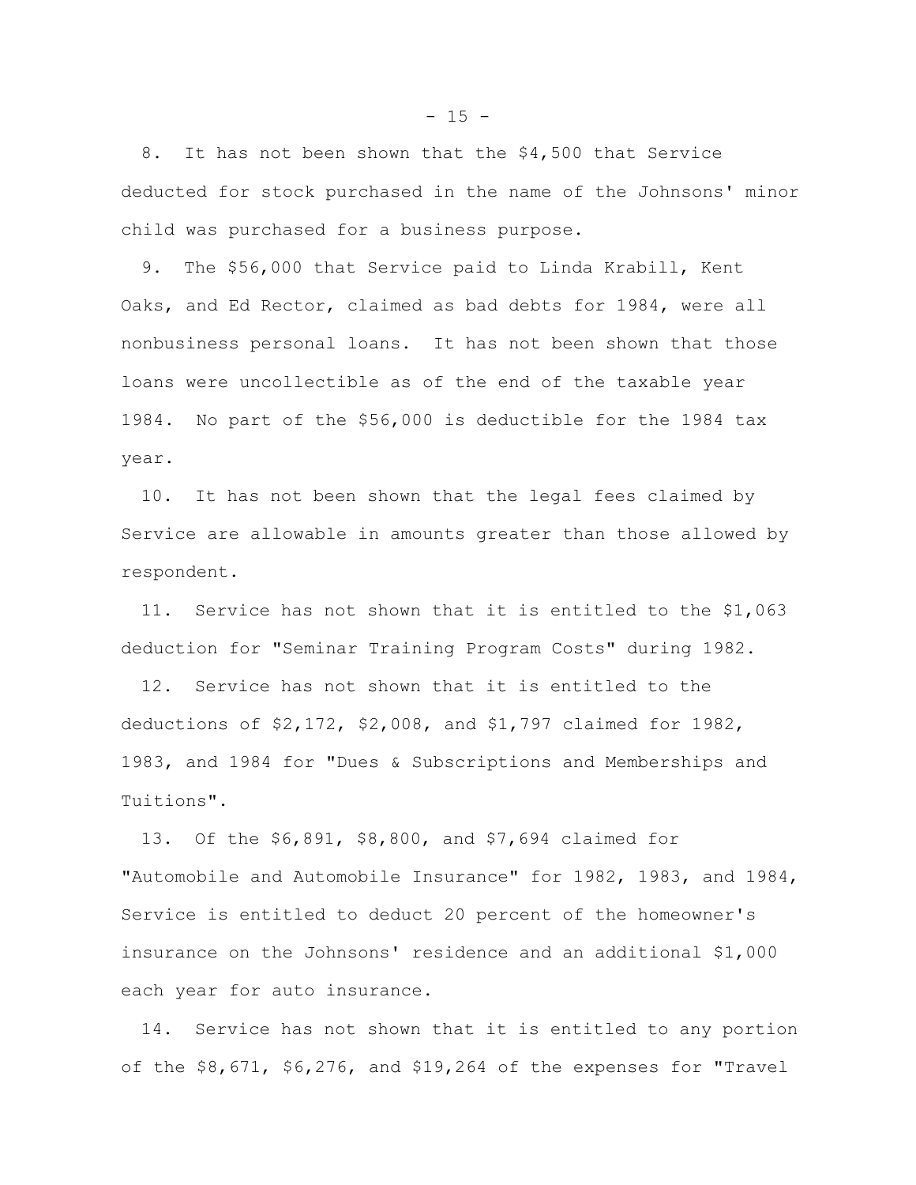8. It has not been shown that the $4,500 that Service deducted for stock purchased in the name of the Johnsons' minor child was purchased for a business purpose.

9. The $56,000 that Service paid to Linda Krabill, Kent Oaks, and Ed Rector, claimed as bad debts for 1984, were all nonbusiness personal loans. It has not been shown that those loans were uncollectible as of the end of the taxable year 1984. No part of the $56,000 is deductible for the 1984 tax year.

10. It has not been shown that the legal fees claimed by Service are allowable in amounts greater than those allowed by respondent.

11. Service has not shown that it is entitled to the $1,063 deduction for "Seminar Training Program Costs" during 1982.

12. Service has not shown that it is entitled to the deductions of $2,172, $2,008, and $1,797 claimed for 1982, 1983, and 1984 for "Dues & Subscriptions and Memberships and Tuitions".

13. Of the $6,891, $8,800, and $7,694 claimed for "Automobile and Automobile Insurance" for 1982, 1983, and 1984, Service is entitled to deduct 20 percent of the homeowner's insurance on the Johnsons' residence and an additional $1,000 each year for auto insurance.

14. Service has not shown that it is entitled to any portion of the $8,671, $6,276, and $19,264 of the expenses for "Travel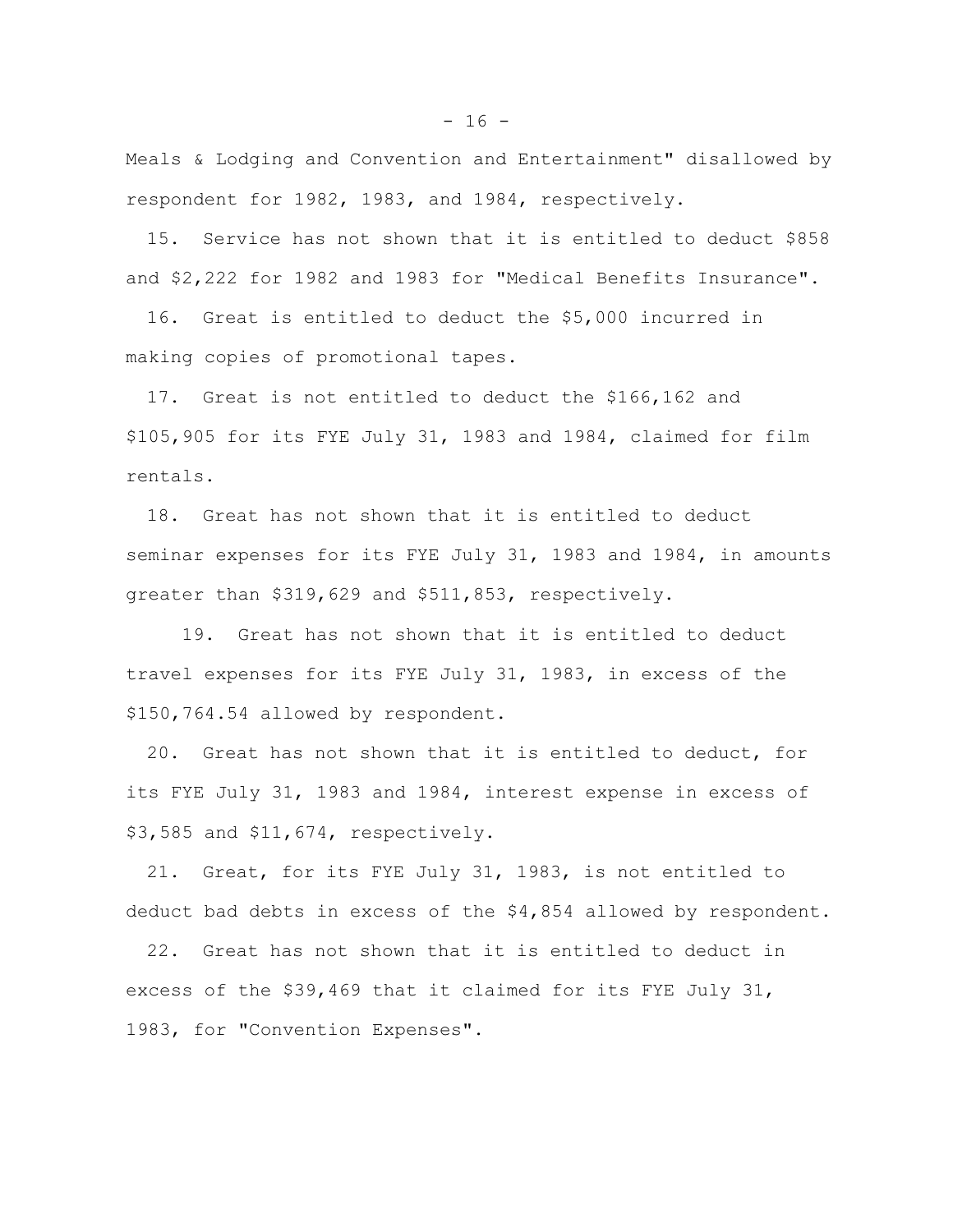Meals & Lodging and Convention and Entertainment" disallowed by respondent for 1982, 1983, and 1984, respectively.

15. Service has not shown that it is entitled to deduct $858 and $2,222 for 1982 and 1983 for "Medical Benefits Insurance".

16. Great is entitled to deduct the $5,000 incurred in making copies of promotional tapes.

17. Great is not entitled to deduct the $166,162 and $105,905 for its FYE July 31, 1983 and 1984, claimed for film rentals.

18. Great has not shown that it is entitled to deduct seminar expenses for its FYE July 31, 1983 and 1984, in amounts greater than $319,629 and $511,853, respectively.

19. Great has not shown that it is entitled to deduct travel expenses for its FYE July 31, 1983, in excess of the $150,764.54 allowed by respondent.

20. Great has not shown that it is entitled to deduct, for its FYE July 31, 1983 and 1984, interest expense in excess of $3,585 and $11,674, respectively.

21. Great, for its FYE July 31, 1983, is not entitled to deduct bad debts in excess of the $4,854 allowed by respondent.

22. Great has not shown that it is entitled to deduct in excess of the $39,469 that it claimed for its FYE July 31, 1983, for "Convention Expenses".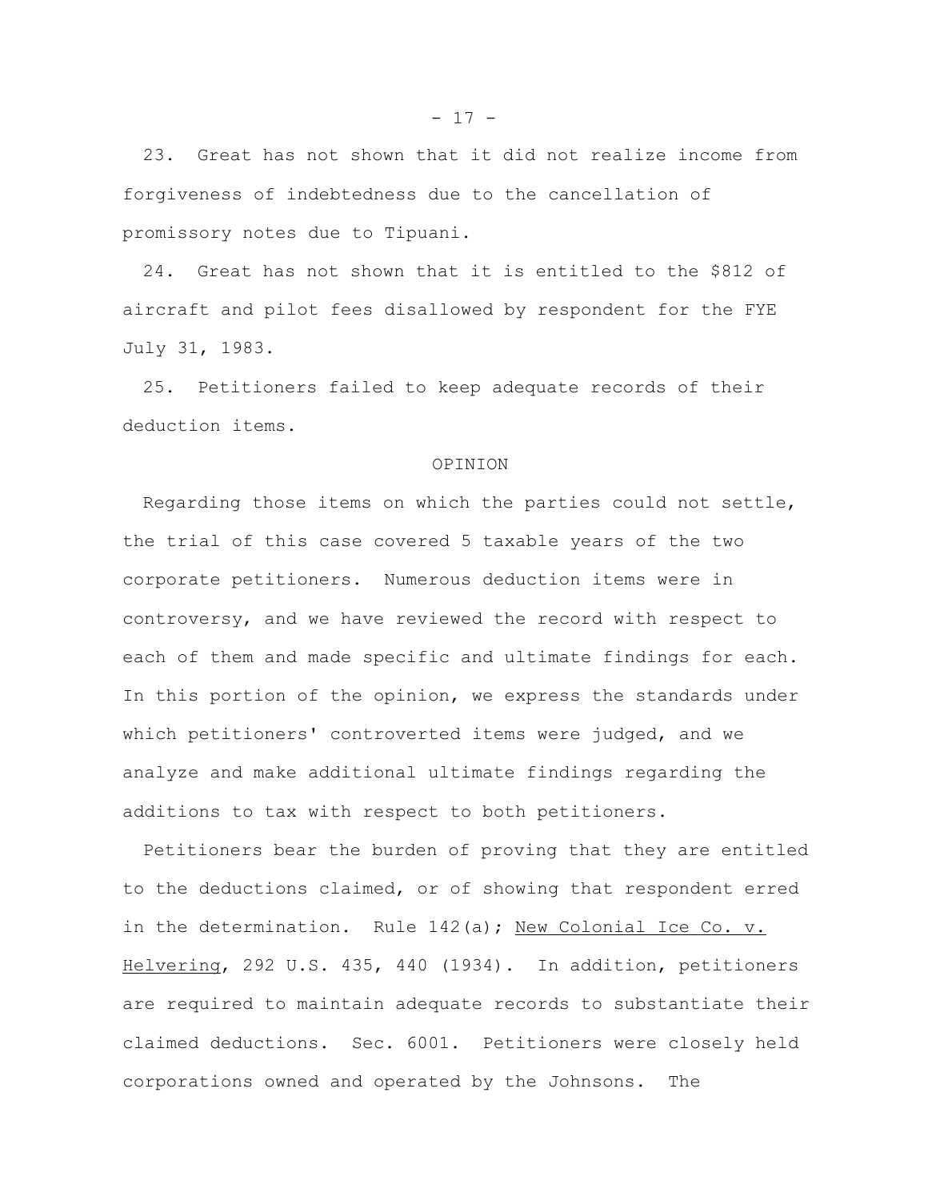23. Great has not shown that it did not realize income from forgiveness of indebtedness due to the cancellation of promissory notes due to Tipuani.

24. Great has not shown that it is entitled to the $812 of aircraft and pilot fees disallowed by respondent for the FYE July 31, 1983.

25. Petitioners failed to keep adequate records of their deduction items.

## OPINION

Regarding those items on which the parties could not settle, the trial of this case covered 5 taxable years of the two corporate petitioners. Numerous deduction items were in controversy, and we have reviewed the record with respect to each of them and made specific and ultimate findings for each. In this portion of the opinion, we express the standards under which petitioners' controverted items were judged, and we analyze and make additional ultimate findings regarding the additions to tax with respect to both petitioners.

Petitioners bear the burden of proving that they are entitled to the deductions claimed, or of showing that respondent erred in the determination. Rule 142(a); New Colonial Ice Co. v. Helvering, 292 U.S. 435, 440 (1934). In addition, petitioners are required to maintain adequate records to substantiate their claimed deductions. Sec. 6001. Petitioners were closely held corporations owned and operated by the Johnsons. The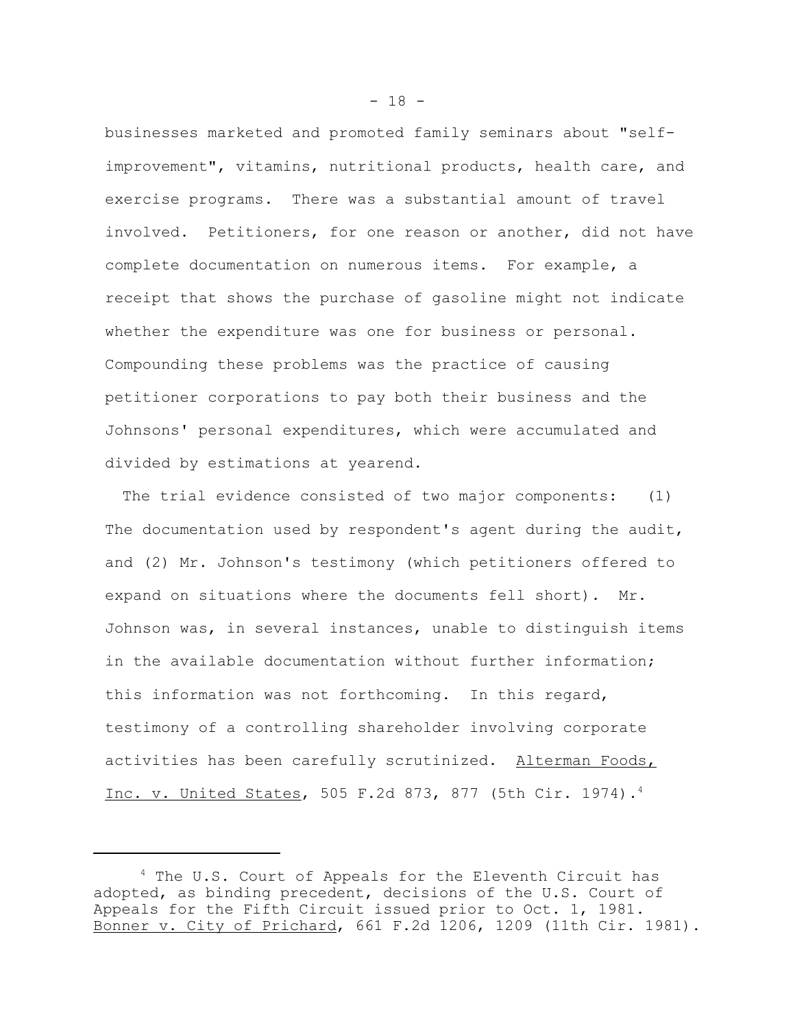businesses marketed and promoted family seminars about "self-improvement", vitamins, nutritional products, health care, and exercise programs. There was a substantial amount of travel involved. Petitioners, for one reason or another, did not have complete documentation on numerous items. For example, a receipt that shows the purchase of gasoline might not indicate whether the expenditure was one for business or personal. Compounding these problems was the practice of causing petitioner corporations to pay both their business and the Johnsons' personal expenditures, which were accumulated and divided by estimations at yearend.

The trial evidence consisted of two major components: (1) The documentation used by respondent's agent during the audit, and (2) Mr. Johnson's testimony (which petitioners offered to expand on situations where the documents fell short). Mr. Johnson was, in several instances, unable to distinguish items in the available documentation without further information; this information was not forthcoming. In this regard, testimony of a controlling shareholder involving corporate activities has been carefully scrutinized. Alterman Foods, Inc. v. United States, 505 F.2d 873, 877 (5th Cir. 1974).[4]

---

[4] The U.S. Court of Appeals for the Eleventh Circuit has adopted, as binding precedent, decisions of the U.S. Court of Appeals for the Fifth Circuit issued prior to Oct. 1, 1981. Bonner v. City of Prichard, 661 F.2d 1206, 1209 (11th Cir. 1981).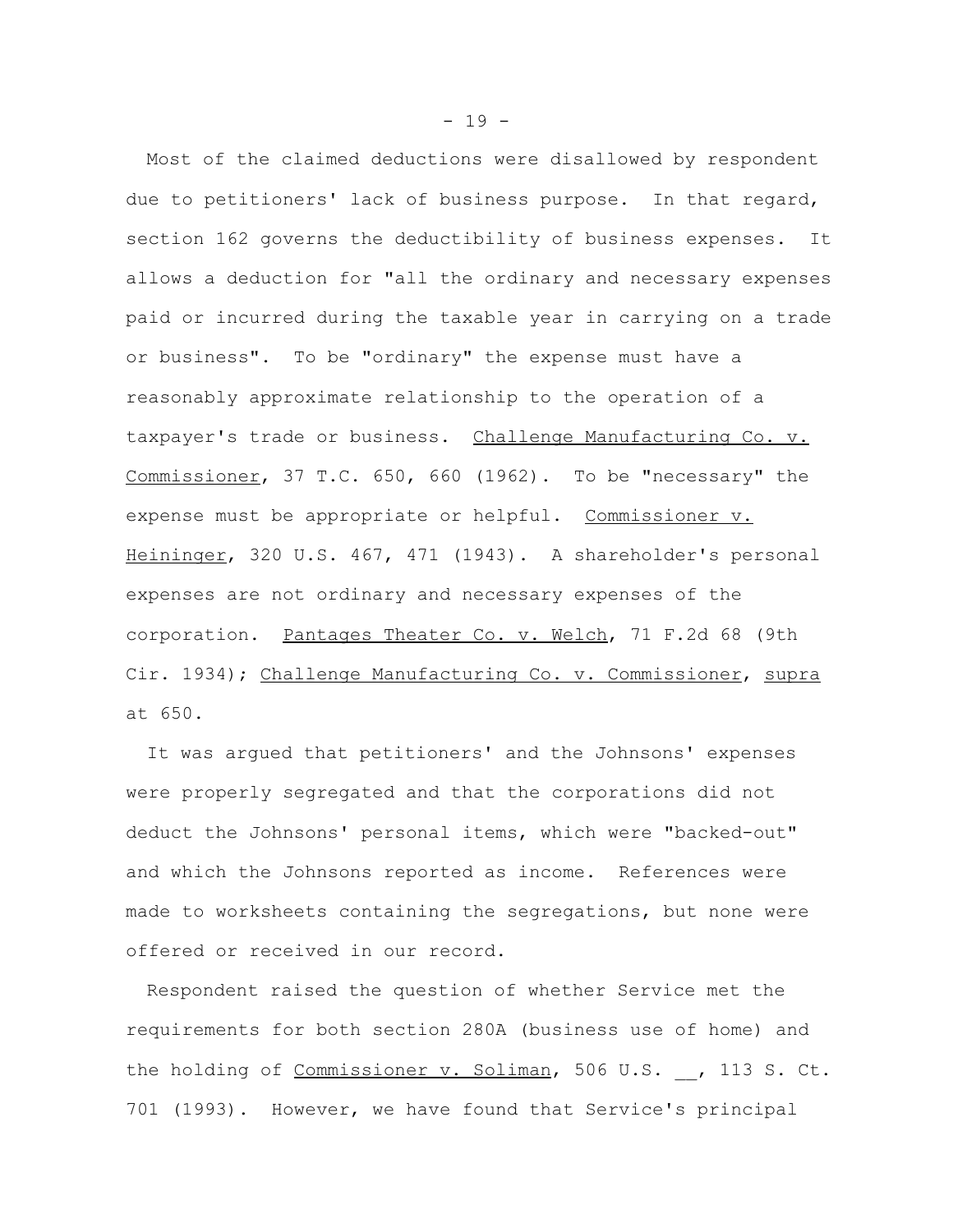Most of the claimed deductions were disallowed by respondent due to petitioners' lack of business purpose. In that regard, section 162 governs the deductibility of business expenses. It allows a deduction for "all the ordinary and necessary expenses paid or incurred during the taxable year in carrying on a trade or business". To be "ordinary" the expense must have a reasonably approximate relationship to the operation of a taxpayer's trade or business. Challenge Manufacturing Co. v. Commissioner, 37 T.C. 650, 660 (1962). To be "necessary" the expense must be appropriate or helpful. Commissioner v. Heininger, 320 U.S. 467, 471 (1943). A shareholder's personal expenses are not ordinary and necessary expenses of the corporation. Pantages Theater Co. v. Welch, 71 F.2d 68 (9th Cir. 1934); Challenge Manufacturing Co. v. Commissioner, supra at 650.

It was argued that petitioners' and the Johnsons' expenses were properly segregated and that the corporations did not deduct the Johnsons' personal items, which were "backed-out" and which the Johnsons reported as income. References were made to worksheets containing the segregations, but none were offered or received in our record.

Respondent raised the question of whether Service met the requirements for both section 280A (business use of home) and the holding of Commissioner v. Soliman, 506 U.S. __, 113 S. Ct. 701 (1993). However, we have found that Service's principal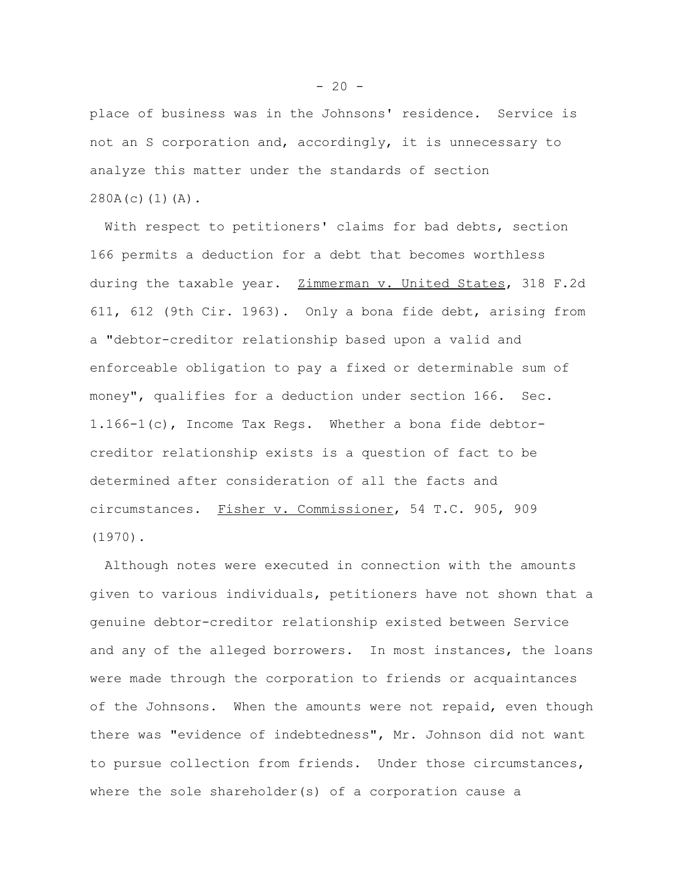place of business was in the Johnsons' residence. Service is not an S corporation and, accordingly, it is unnecessary to analyze this matter under the standards of section 280A(c)(1)(A).

With respect to petitioners' claims for bad debts, section 166 permits a deduction for a debt that becomes worthless during the taxable year. Zimmerman v. United States, 318 F.2d 611, 612 (9th Cir. 1963). Only a bona fide debt, arising from a "debtor-creditor relationship based upon a valid and enforceable obligation to pay a fixed or determinable sum of money", qualifies for a deduction under section 166. Sec. 1.166-1(c), Income Tax Regs. Whether a bona fide debtor-creditor relationship exists is a question of fact to be determined after consideration of all the facts and circumstances. Fisher v. Commissioner, 54 T.C. 905, 909 (1970).

Although notes were executed in connection with the amounts given to various individuals, petitioners have not shown that a genuine debtor-creditor relationship existed between Service and any of the alleged borrowers. In most instances, the loans were made through the corporation to friends or acquaintances of the Johnsons. When the amounts were not repaid, even though there was "evidence of indebtedness", Mr. Johnson did not want to pursue collection from friends. Under those circumstances, where the sole shareholder(s) of a corporation cause a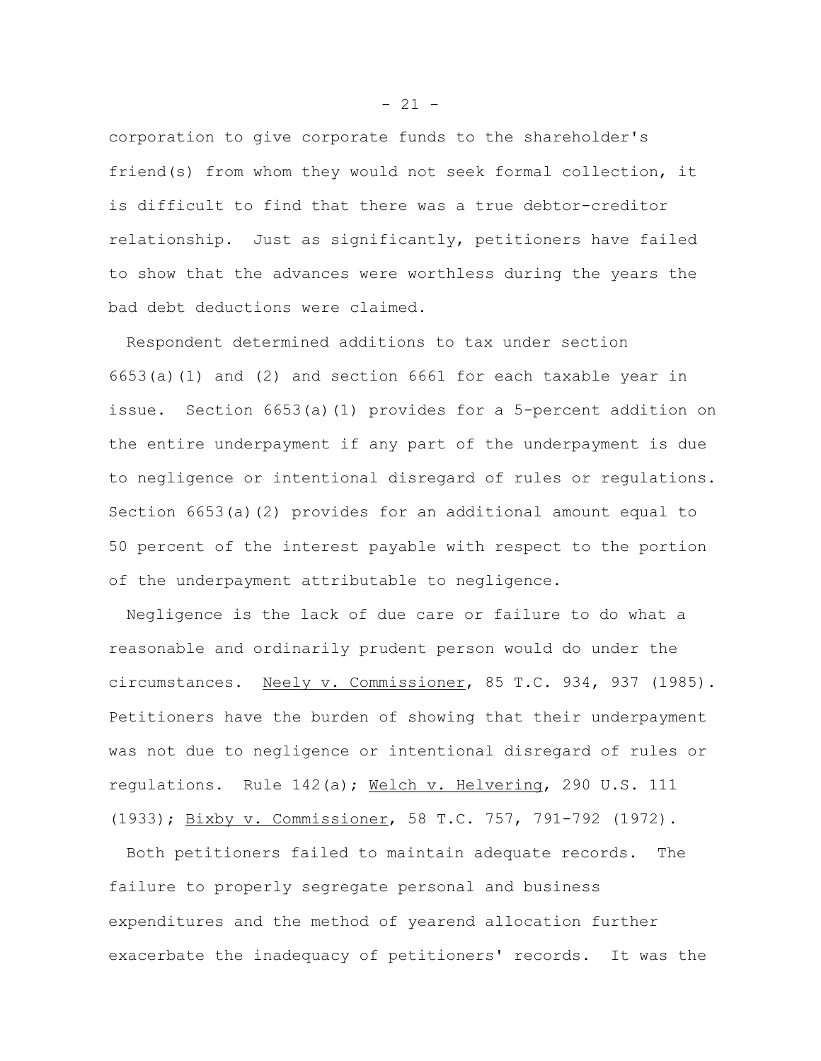corporation to give corporate funds to the shareholder's friend(s) from whom they would not seek formal collection, it is difficult to find that there was a true debtor-creditor relationship. Just as significantly, petitioners have failed to show that the advances were worthless during the years the bad debt deductions were claimed.

Respondent determined additions to tax under section 6653(a)(1) and (2) and section 6661 for each taxable year in issue. Section 6653(a)(1) provides for a 5-percent addition on the entire underpayment if any part of the underpayment is due to negligence or intentional disregard of rules or regulations. Section 6653(a)(2) provides for an additional amount equal to 50 percent of the interest payable with respect to the portion of the underpayment attributable to negligence.

Negligence is the lack of due care or failure to do what a reasonable and ordinarily prudent person would do under the circumstances. Neely v. Commissioner, 85 T.C. 934, 937 (1985). Petitioners have the burden of showing that their underpayment was not due to negligence or intentional disregard of rules or regulations. Rule 142(a); Welch v. Helvering, 290 U.S. 111 (1933); Bixby v. Commissioner, 58 T.C. 757, 791-792 (1972).

Both petitioners failed to maintain adequate records. The failure to properly segregate personal and business expenditures and the method of yearend allocation further exacerbate the inadequacy of petitioners' records. It was the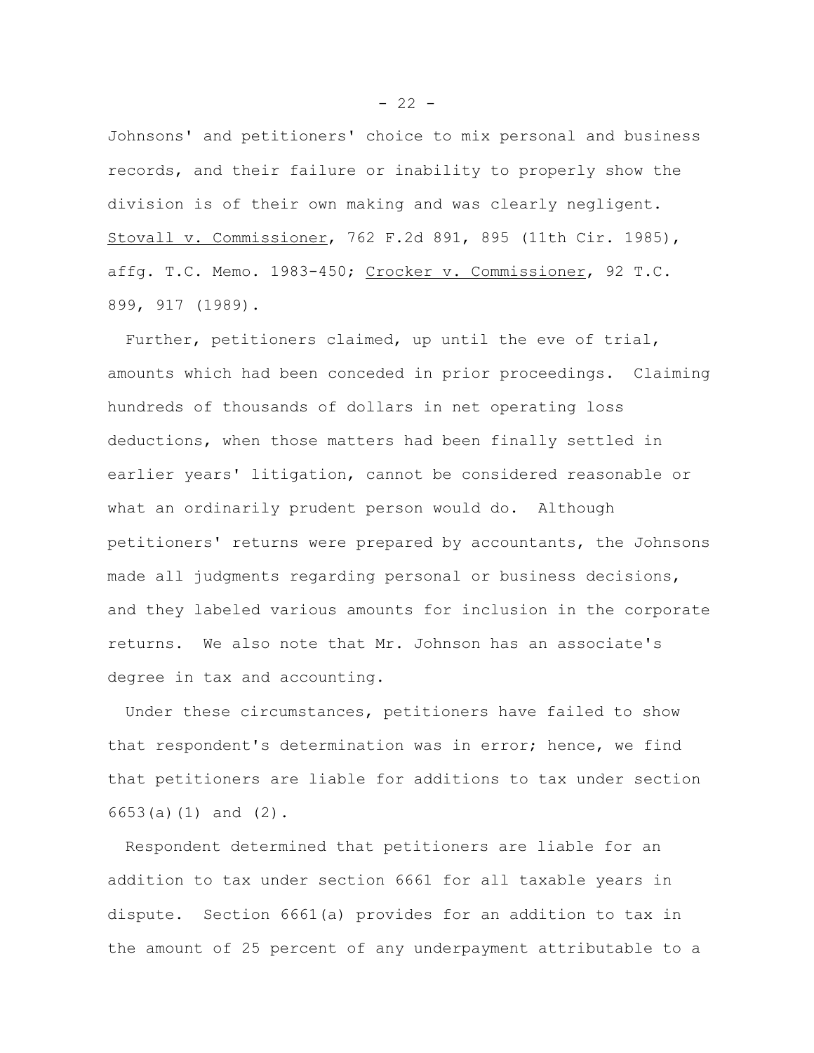Johnsons' and petitioners' choice to mix personal and business records, and their failure or inability to properly show the division is of their own making and was clearly negligent. Stovall v. Commissioner, 762 F.2d 891, 895 (11th Cir. 1985), affg. T.C. Memo. 1983-450; Crocker v. Commissioner, 92 T.C. 899, 917 (1989).

Further, petitioners claimed, up until the eve of trial, amounts which had been conceded in prior proceedings. Claiming hundreds of thousands of dollars in net operating loss deductions, when those matters had been finally settled in earlier years' litigation, cannot be considered reasonable or what an ordinarily prudent person would do. Although petitioners' returns were prepared by accountants, the Johnsons made all judgments regarding personal or business decisions, and they labeled various amounts for inclusion in the corporate returns. We also note that Mr. Johnson has an associate's degree in tax and accounting.

Under these circumstances, petitioners have failed to show that respondent's determination was in error; hence, we find that petitioners are liable for additions to tax under section 6653(a)(1) and (2).

Respondent determined that petitioners are liable for an addition to tax under section 6661 for all taxable years in dispute. Section 6661(a) provides for an addition to tax in the amount of 25 percent of any underpayment attributable to a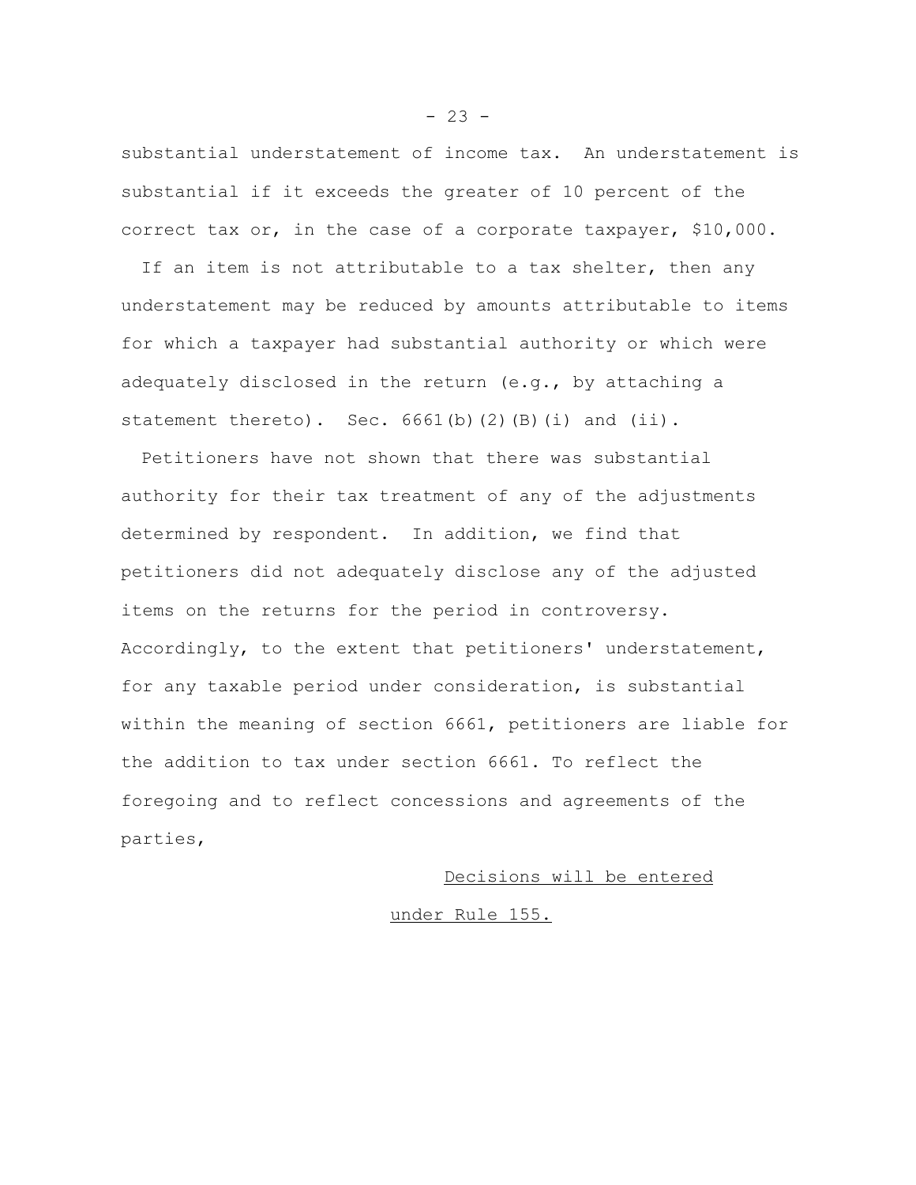substantial understatement of income tax. An understatement is substantial if it exceeds the greater of 10 percent of the correct tax or, in the case of a corporate taxpayer, $10,000.

If an item is not attributable to a tax shelter, then any understatement may be reduced by amounts attributable to items for which a taxpayer had substantial authority or which were adequately disclosed in the return (e.g., by attaching a statement thereto). Sec. 6661(b)(2)(B)(i) and (ii).

Petitioners have not shown that there was substantial authority for their tax treatment of any of the adjustments determined by respondent. In addition, we find that petitioners did not adequately disclose any of the adjusted items on the returns for the period in controversy. Accordingly, to the extent that petitioners' understatement, for any taxable period under consideration, is substantial within the meaning of section 6661, petitioners are liable for the addition to tax under section 6661. To reflect the foregoing and to reflect concessions and agreements of the parties,

Decisions will be entered under Rule 155.